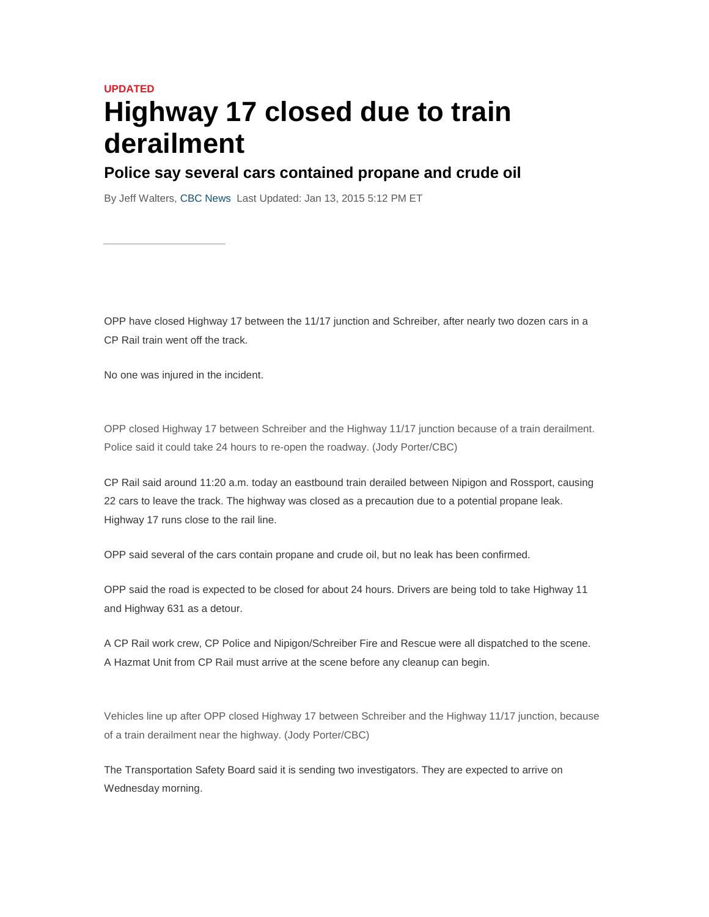UPDATED

# Highway 17 closed due to train derailment

## Police say several cars contained propane and crude oil

By Jeff Walters, CBC News Last Updated: Jan 13, 2015 5:12 PM ET

OPP have closed Highway 17 between the 11/17 junction and Schreiber, after nearly two dozen cars in a CP Rail train went off the track.

No one was injured in the incident.

OPP closed Highway 17 between Schreiber and the Highway 11/17 junction because of a train derailment. Police said it could take 24 hours to re-open the roadway. (Jody Porter/CBC)

CP Rail said around 11:20 a.m. today an eastbound train derailed between Nipigon and Rossport, causing 22 cars to leave the track. The highway was closed as a precaution due to a potential propane leak. Highway 17 runs close to the rail line.

OPP said several of the cars contain propane and crude oil, but no leak has been confirmed.

OPP said the road is expected to be closed for about 24 hours. Drivers are being told to take Highway 11 and Highway 631 as a detour.

A CP Rail work crew, CP Police and Nipigon/Schreiber Fire and Rescue were all dispatched to the scene. A Hazmat Unit from CP Rail must arrive at the scene before any cleanup can begin.

Vehicles line up after OPP closed Highway 17 between Schreiber and the Highway 11/17 junction, because of a train derailment near the highway. (Jody Porter/CBC)

The Transportation Safety Board said it is sending two investigators. They are expected to arrive on Wednesday morning.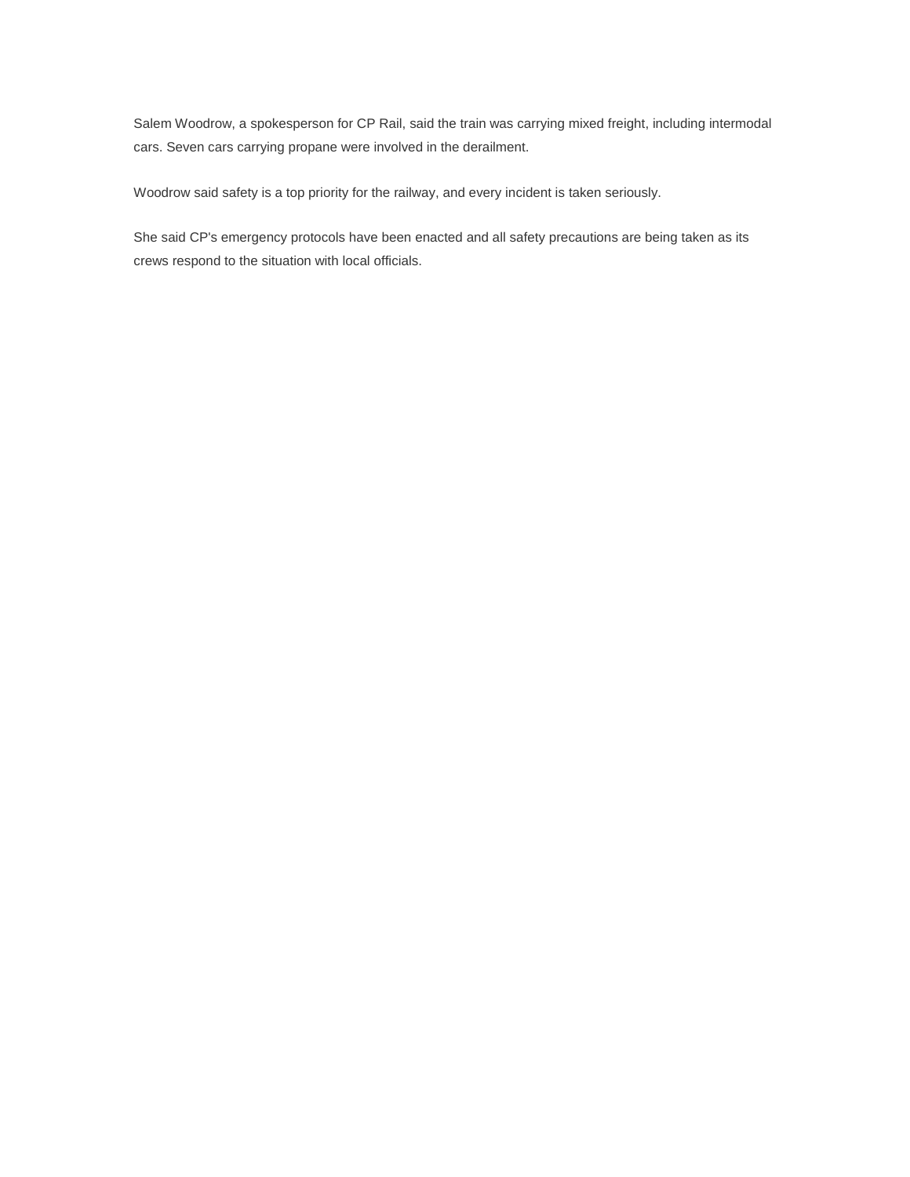Salem Woodrow, a spokesperson for CP Rail, said the train was carrying mixed freight, including intermodal cars. Seven cars carrying propane were involved in the derailment.

Woodrow said safety is a top priority for the railway, and every incident is taken seriously.

She said CP's emergency protocols have been enacted and all safety precautions are being taken as its crews respond to the situation with local officials.